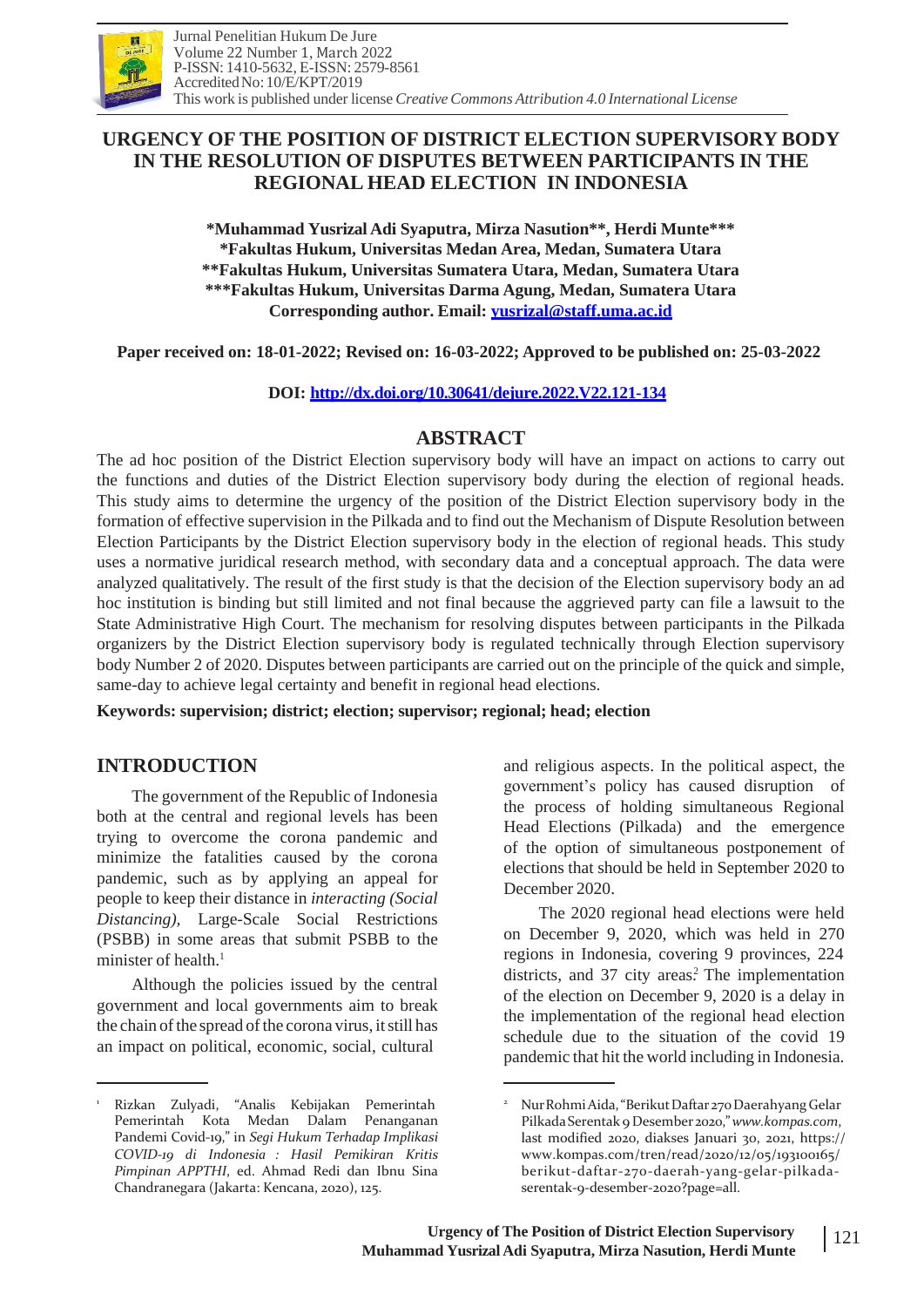# URGENCY OF THE POSITION OF DISTRICT ELECTION SUPERVISORY BODY IN THE RESOLUTION OF DISPUTES BETWEEN PARTICIPANTS IN THE REGIONAL HEAD ELECTION IN INDONESIA

**\*Muhammad Yusrizal Adi Syaputra, Mirza Nasution\*\*, Herdi Munte\*\*\***
**\*Fakultas Hukum, Universitas Medan Area, Medan, Sumatera Utara**
**\*\*Fakultas Hukum, Universitas Sumatera Utara, Medan, Sumatera Utara**
**\*\*\*Fakultas Hukum, Universitas Darma Agung, Medan, Sumatera Utara**
**Corresponding author. Email: yusrizal@staff.uma.ac.id**

**Paper received on: 18-01-2022; Revised on: 16-03-2022; Approved to be published on: 25-03-2022**

**DOI: http://dx.doi.org/10.30641/dejure.2022.V22.121-134**

## ABSTRACT

The ad hoc position of the District Election supervisory body will have an impact on actions to carry out the functions and duties of the District Election supervisory body during the election of regional heads. This study aims to determine the urgency of the position of the District Election supervisory body in the formation of effective supervision in the Pilkada and to find out the Mechanism of Dispute Resolution between Election Participants by the District Election supervisory body in the election of regional heads. This study uses a normative juridical research method, with secondary data and a conceptual approach. The data were analyzed qualitatively. The result of the first study is that the decision of the Election supervisory body an ad hoc institution is binding but still limited and not final because the aggrieved party can file a lawsuit to the State Administrative High Court. The mechanism for resolving disputes between participants in the Pilkada organizers by the District Election supervisory body is regulated technically through Election supervisory body Number 2 of 2020. Disputes between participants are carried out on the principle of the quick and simple, same-day to achieve legal certainty and benefit in regional head elections.

**Keywords: supervision; district; election; supervisor; regional; head; election**

## INTRODUCTION

The government of the Republic of Indonesia both at the central and regional levels has been trying to overcome the corona pandemic and minimize the fatalities caused by the corona pandemic, such as by applying an appeal for people to keep their distance in *interacting (Social Distancing)*, Large-Scale Social Restrictions (PSBB) in some areas that submit PSBB to the minister of health.[1]

Although the policies issued by the central government and local governments aim to break the chain of the spread of the corona virus, it still has an impact on political, economic, social, cultural and religious aspects. In the political aspect, the government's policy has caused disruption of the process of holding simultaneous Regional Head Elections (Pilkada) and the emergence of the option of simultaneous postponement of elections that should be held in September 2020 to December 2020.

The 2020 regional head elections were held on December 9, 2020, which was held in 270 regions in Indonesia, covering 9 provinces, 224 districts, and 37 city areas.[2] The implementation of the election on December 9, 2020 is a delay in the implementation of the regional head election schedule due to the situation of the covid 19 pandemic that hit the world including in Indonesia.

---

[1] Rizkan Zulyadi, "Analis Kebijakan Pemerintah Pemerintah Kota Medan Dalam Penanganan Pandemi Covid-19," in *Segi Hukum Terhadap Implikasi COVID-19 di Indonesia : Hasil Pemikiran Kritis Pimpinan APPTHI*, ed. Ahmad Redi dan Ibnu Sina Chandranegara (Jakarta: Kencana, 2020), 125.

[2] Nur Rohmi Aida, "Berikut Daftar 270 Daerah yang Gelar Pilkada Serentak 9 Desember 2020," *www.kompas.com*, last modified 2020, diakses Januari 30, 2021, https://www.kompas.com/tren/read/2020/12/05/193100165/berikut-daftar-270-daerah-yang-gelar-pilkada-serentak-9-desember-2020?page=all.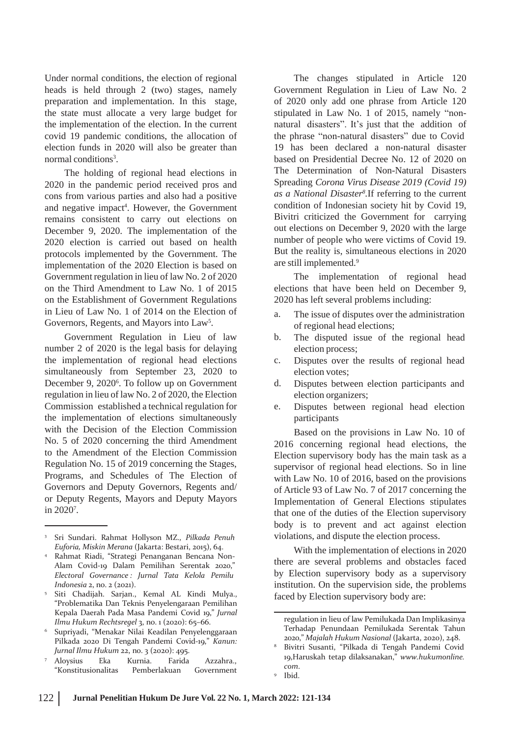Under normal conditions, the election of regional heads is held through 2 (two) stages, namely preparation and implementation. In this stage, the state must allocate a very large budget for the implementation of the election. In the current covid 19 pandemic conditions, the allocation of election funds in 2020 will also be greater than normal conditions[3].

The holding of regional head elections in 2020 in the pandemic period received pros and cons from various parties and also had a positive and negative impact[4]. However, the Government remains consistent to carry out elections on December 9, 2020. The implementation of the 2020 election is carried out based on health protocols implemented by the Government. The implementation of the 2020 Election is based on Government regulation in lieu of law No. 2 of 2020 on the Third Amendment to Law No. 1 of 2015 on the Establishment of Government Regulations in Lieu of Law No. 1 of 2014 on the Election of Governors, Regents, and Mayors into Law[5].

Government Regulation in Lieu of law number 2 of 2020 is the legal basis for delaying the implementation of regional head elections simultaneously from September 23, 2020 to December 9, 2020[6]. To follow up on Government regulation in lieu of law No. 2 of 2020, the Election Commission established a technical regulation for the implementation of elections simultaneously with the Decision of the Election Commission No. 5 of 2020 concerning the third Amendment to the Amendment of the Election Commission Regulation No. 15 of 2019 concerning the Stages, Programs, and Schedules of The Election of Governors and Deputy Governors, Regents and/ or Deputy Regents, Mayors and Deputy Mayors in 2020[7].

The changes stipulated in Article 120 Government Regulation in Lieu of Law No. 2 of 2020 only add one phrase from Article 120 stipulated in Law No. 1 of 2015, namely "non-natural disasters". It's just that the addition of the phrase "non-natural disasters" due to Covid 19 has been declared a non-natural disaster based on Presidential Decree No. 12 of 2020 on The Determination of Non-Natural Disasters Spreading *Corona Virus Disease 2019 (Covid 19) as a National Disaster*[8].If referring to the current condition of Indonesian society hit by Covid 19, Bivitri criticized the Government for carrying out elections on December 9, 2020 with the large number of people who were victims of Covid 19. But the reality is, simultaneous elections in 2020 are still implemented.[9]

The implementation of regional head elections that have been held on December 9, 2020 has left several problems including:

a. The issue of disputes over the administration of regional head elections;
b. The disputed issue of the regional head election process;
c. Disputes over the results of regional head election votes;
d. Disputes between election participants and election organizers;
e. Disputes between regional head election participants

Based on the provisions in Law No. 10 of 2016 concerning regional head elections, the Election supervisory body has the main task as a supervisor of regional head elections. So in line with Law No. 10 of 2016, based on the provisions of Article 93 of Law No. 7 of 2017 concerning the Implementation of General Elections stipulates that one of the duties of the Election supervisory body is to prevent and act against election violations, and dispute the election process.

With the implementation of elections in 2020 there are several problems and obstacles faced by Election supervisory body as a supervisory institution. On the supervision side, the problems faced by Election supervisory body are:

---

[3] Sri Sundari. Rahmat Hollyson MZ., *Pilkada Penuh Euforia, Miskin Merana* (Jakarta: Bestari, 2015), 64.

[4] Rahmat Riadi, "Strategi Penanganan Bencana Non-Alam Covid-19 Dalam Pemilihan Serentak 2020," *Electoral Governance : Jurnal Tata Kelola Pemilu Indonesia* 2, no. 2 (2021).

[5] Siti Chadijah. Sarjan., Kemal AL Kindi Mulya., "Problematika Dan Teknis Penyelenggaraan Pemilihan Kepala Daerah Pada Masa Pandemi Covid 19," *Jurnal Ilmu Hukum Rechtsregel* 3, no. 1 (2020): 65–66.

[6] Supriyadi, "Menakar Nilai Keadilan Penyelenggaraan Pilkada 2020 Di Tengah Pandemi Covid-19," *Kanun: Jurnal Ilmu Hukum* 22, no. 3 (2020): 495.

[7] Aloysius Eka Kurnia. Farida Azzahra., "Konstitusionalitas Pemberlakuan Government regulation in lieu of law Pemilukada Dan Implikasinya Terhadap Penundaan Pemilukada Serentak Tahun 2020," *Majalah Hukum Nasional* (Jakarta, 2020), 248.

[8] Bivitri Susanti, "Pilkada di Tengah Pandemi Covid 19,Haruskah tetap dilaksanakan," *www.hukumonline.com*.

[9] Ibid.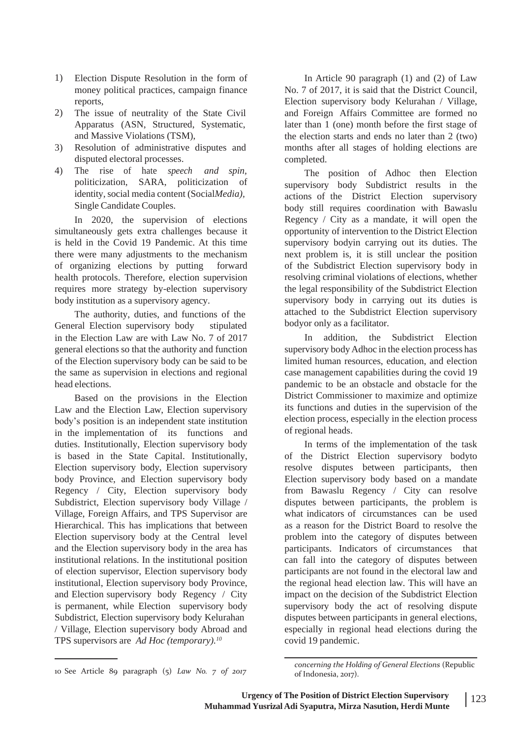1) Election Dispute Resolution in the form of money political practices, campaign finance reports,
2) The issue of neutrality of the State Civil Apparatus (ASN, Structured, Systematic, and Massive Violations (TSM),
3) Resolution of administrative disputes and disputed electoral processes.
4) The rise of hate *speech and spin,* politicization, SARA, politicization of identity, social media content (Social*Media),* Single Candidate Couples.

In 2020, the supervision of elections simultaneously gets extra challenges because it is held in the Covid 19 Pandemic. At this time there were many adjustments to the mechanism of organizing elections by putting forward health protocols. Therefore, election supervision requires more strategy by-election supervisory body institution as a supervisory agency.

The authority, duties, and functions of the General Election supervisory body stipulated in the Election Law are with Law No. 7 of 2017 general elections so that the authority and function of the Election supervisory body can be said to be the same as supervision in elections and regional head elections.

Based on the provisions in the Election Law and the Election Law, Election supervisory body's position is an independent state institution in the implementation of its functions and duties. Institutionally, Election supervisory body is based in the State Capital. Institutionally, Election supervisory body, Election supervisory body Province, and Election supervisory body Regency / City, Election supervisory body Subdistrict, Election supervisory body Village / Village, Foreign Affairs, and TPS Supervisor are Hierarchical. This has implications that between Election supervisory body at the Central level and the Election supervisory body in the area has institutional relations. In the institutional position of election supervisor, Election supervisory body institutional, Election supervisory body Province, and Election supervisory body Regency / City is permanent, while Election supervisory body Subdistrict, Election supervisory body Kelurahan / Village, Election supervisory body Abroad and TPS supervisors are *Ad Hoc (temporary).*[10]

In Article 90 paragraph (1) and (2) of Law No. 7 of 2017, it is said that the District Council, Election supervisory body Kelurahan / Village, and Foreign Affairs Committee are formed no later than 1 (one) month before the first stage of the election starts and ends no later than 2 (two) months after all stages of holding elections are completed.

The position of Adhoc then Election supervisory body Subdistrict results in the actions of the District Election supervisory body still requires coordination with Bawaslu Regency / City as a mandate, it will open the opportunity of intervention to the District Election supervisory bodyin carrying out its duties. The next problem is, it is still unclear the position of the Subdistrict Election supervisory body in resolving criminal violations of elections, whether the legal responsibility of the Subdistrict Election supervisory body in carrying out its duties is attached to the Subdistrict Election supervisory bodyor only as a facilitator.

In addition, the Subdistrict Election supervisory body Adhoc in the election process has limited human resources, education, and election case management capabilities during the covid 19 pandemic to be an obstacle and obstacle for the District Commissioner to maximize and optimize its functions and duties in the supervision of the election process, especially in the election process of regional heads.

In terms of the implementation of the task of the District Election supervisory bodyto resolve disputes between participants, then Election supervisory body based on a mandate from Bawaslu Regency / City can resolve disputes between participants, the problem is what indicators of circumstances can be used as a reason for the District Board to resolve the problem into the category of disputes between participants. Indicators of circumstances that can fall into the category of disputes between participants are not found in the electoral law and the regional head election law. This will have an impact on the decision of the Subdistrict Election supervisory body the act of resolving dispute disputes between participants in general elections, especially in regional head elections during the covid 19 pandemic.

---

10 See Article 89 paragraph (5) *Law No. 7 of 2017 concerning the Holding of General Elections* (Republic of Indonesia, 2017).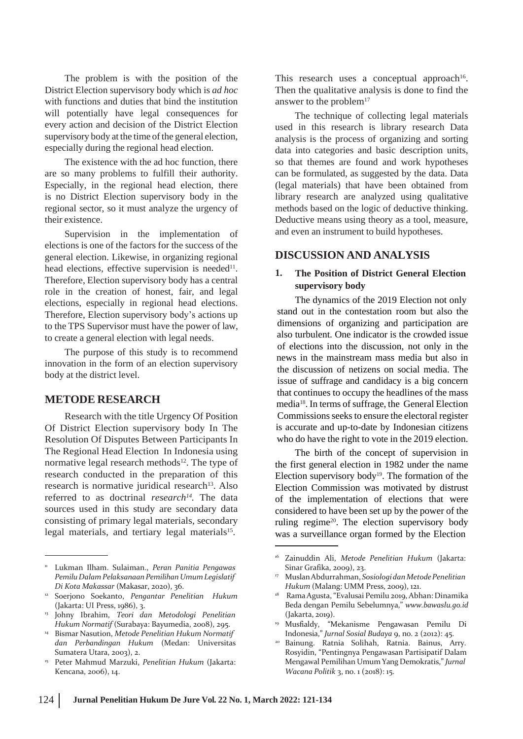The problem is with the position of the District Election supervisory body which is *ad hoc* with functions and duties that bind the institution will potentially have legal consequences for every action and decision of the District Election supervisory body at the time of the general election, especially during the regional head election.

The existence with the ad hoc function, there are so many problems to fulfill their authority. Especially, in the regional head election, there is no District Election supervisory body in the regional sector, so it must analyze the urgency of their existence.

Supervision in the implementation of elections is one of the factors for the success of the general election. Likewise, in organizing regional head elections, effective supervision is needed[11]. Therefore, Election supervisory body has a central role in the creation of honest, fair, and legal elections, especially in regional head elections. Therefore, Election supervisory body's actions up to the TPS Supervisor must have the power of law, to create a general election with legal needs.

The purpose of this study is to recommend innovation in the form of an election supervisory body at the district level.

## METODE RESEARCH

Research with the title Urgency Of Position Of District Election supervisory body In The Resolution Of Disputes Between Participants In The Regional Head Election In Indonesia using normative legal research methods[12]. The type of research conducted in the preparation of this research is normative juridical research[13]. Also referred to as doctrinal *research*[14]. The data sources used in this study are secondary data consisting of primary legal materials, secondary legal materials, and tertiary legal materials[15].

This research uses a conceptual approach[16]. Then the qualitative analysis is done to find the answer to the problem[17]

The technique of collecting legal materials used in this research is library research Data analysis is the process of organizing and sorting data into categories and basic description units, so that themes are found and work hypotheses can be formulated, as suggested by the data. Data (legal materials) that have been obtained from library research are analyzed using qualitative methods based on the logic of deductive thinking. Deductive means using theory as a tool, measure, and even an instrument to build hypotheses.

## DISCUSSION AND ANALYSIS

### 1. The Position of District General Election supervisory body

The dynamics of the 2019 Election not only stand out in the contestation room but also the dimensions of organizing and participation are also turbulent. One indicator is the crowded issue of elections into the discussion, not only in the news in the mainstream mass media but also in the discussion of netizens on social media. The issue of suffrage and candidacy is a big concern that continues to occupy the headlines of the mass media[18]. In terms of suffrage, the General Election Commissions seeks to ensure the electoral register is accurate and up-to-date by Indonesian citizens who do have the right to vote in the 2019 election.

The birth of the concept of supervision in the first general election in 1982 under the name Election supervisory body[19]. The formation of the Election Commission was motivated by distrust of the implementation of elections that were considered to have been set up by the power of the ruling regime[20]. The election supervisory body was a surveillance organ formed by the Election

---

[11] Lukman Ilham. Sulaiman., *Peran Panitia Pengawas Pemilu Dalam Pelaksanaan Pemilihan Umum Legislatif Di Kota Makassar* (Makasar, 2020), 36.

[12] Soerjono Soekanto, *Pengantar Penelitian Hukum* (Jakarta: UI Press, 1986), 3.

[13] Johny Ibrahim, *Teori dan Metodologi Penelitian Hukum Normatif* (Surabaya: Bayumedia, 2008), 295.

[14] Bismar Nasution, *Metode Penelitian Hukum Normatif dan Perbandingan Hukum* (Medan: Universitas Sumatera Utara, 2003), 2.

[15] Peter Mahmud Marzuki, *Penelitian Hukum* (Jakarta: Kencana, 2006), 14.

[16] Zainuddin Ali, *Metode Penelitian Hukum* (Jakarta: Sinar Grafika, 2009), 23.

[17] Muslan Abdurrahman, *Sosiologi dan Metode Penelitian Hukum* (Malang: UMM Press, 2009), 121.

[18] Rama Agusta, "Evalusai Pemilu 2019, Abhan: Dinamika Beda dengan Pemilu Sebelumnya," *www.bawaslu.go.id* (Jakarta, 2019).

[19] Musfialdy, "Mekanisme Pengawasan Pemilu Di Indonesia," *Jurnal Sosial Budaya* 9, no. 2 (2012): 45.

[20] Bainung. Ratnia Solihah, Ratnia. Bainus, Arry. Rosyidin, "Pentingnya Pengawasan Partisipatif Dalam Mengawal Pemilihan Umum Yang Demokratis," *Jurnal Wacana Politik* 3, no. 1 (2018): 15.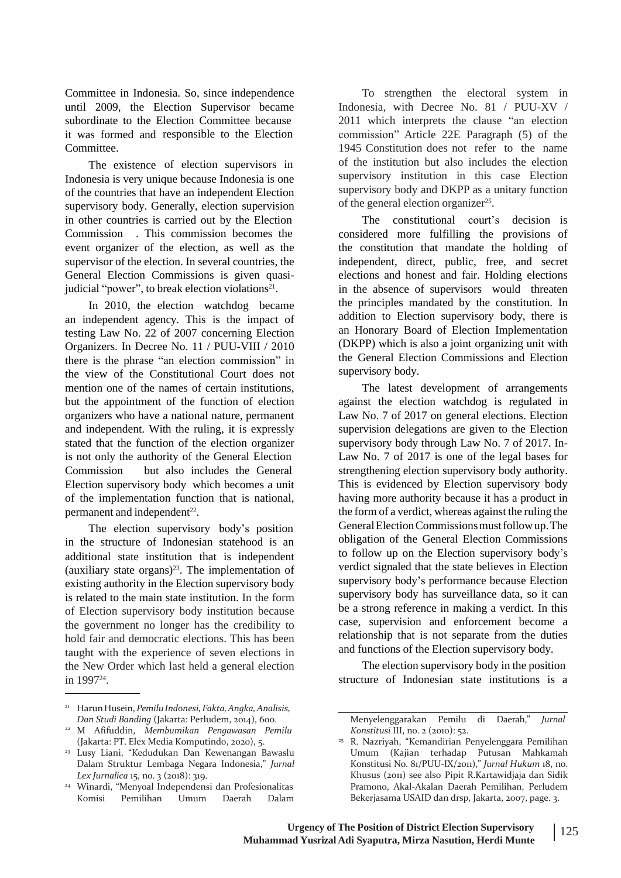Committee in Indonesia. So, since independence until 2009, the Election Supervisor became subordinate to the Election Committee because it was formed and responsible to the Election Committee.

The existence of election supervisors in Indonesia is very unique because Indonesia is one of the countries that have an independent Election supervisory body. Generally, election supervision in other countries is carried out by the Election Commission . This commission becomes the event organizer of the election, as well as the supervisor of the election. In several countries, the General Election Commissions is given quasi-judicial "power", to break election violations[21].

In 2010, the election watchdog became an independent agency. This is the impact of testing Law No. 22 of 2007 concerning Election Organizers. In Decree No. 11 / PUU-VIII / 2010 there is the phrase "an election commission" in the view of the Constitutional Court does not mention one of the names of certain institutions, but the appointment of the function of election organizers who have a national nature, permanent and independent. With the ruling, it is expressly stated that the function of the election organizer is not only the authority of the General Election Commission but also includes the General Election supervisory body which becomes a unit of the implementation function that is national, permanent and independent[22].

The election supervisory body's position in the structure of Indonesian statehood is an additional state institution that is independent (auxiliary state organs)[23]. The implementation of existing authority in the Election supervisory body is related to the main state institution. In the form of Election supervisory body institution because the government no longer has the credibility to hold fair and democratic elections. This has been taught with the experience of seven elections in the New Order which last held a general election in 1997[24].

To strengthen the electoral system in Indonesia, with Decree No. 81 / PUU-XV / 2011 which interprets the clause "an election commission" Article 22E Paragraph (5) of the 1945 Constitution does not refer to the name of the institution but also includes the election supervisory institution in this case Election supervisory body and DKPP as a unitary function of the general election organizer[25].

The constitutional court's decision is considered more fulfilling the provisions of the constitution that mandate the holding of independent, direct, public, free, and secret elections and honest and fair. Holding elections in the absence of supervisors would threaten the principles mandated by the constitution. In addition to Election supervisory body, there is an Honorary Board of Election Implementation (DKPP) which is also a joint organizing unit with the General Election Commissions and Election supervisory body.

The latest development of arrangements against the election watchdog is regulated in Law No. 7 of 2017 on general elections. Election supervision delegations are given to the Election supervisory body through Law No. 7 of 2017. In-Law No. 7 of 2017 is one of the legal bases for strengthening election supervisory body authority. This is evidenced by Election supervisory body having more authority because it has a product in the form of a verdict, whereas against the ruling the General Election Commissions must follow up. The obligation of the General Election Commissions to follow up on the Election supervisory body's verdict signaled that the state believes in Election supervisory body's performance because Election supervisory body has surveillance data, so it can be a strong reference in making a verdict. In this case, supervision and enforcement become a relationship that is not separate from the duties and functions of the Election supervisory body.

The election supervisory body in the position structure of Indonesian state institutions is a

---

[21] Harun Husein, *Pemilu Indonesi, Fakta, Angka, Analisis, Dan Studi Banding* (Jakarta: Perludem, 2014), 600.

[22] M Afifuddin, *Membumikan Pengawasan Pemilu* (Jakarta: PT. Elex Media Komputindo, 2020), 5.

[23] Lusy Liani, "Kedudukan Dan Kewenangan Bawaslu Dalam Struktur Lembaga Negara Indonesia," *Jurnal Lex Jurnalica* 15, no. 3 (2018): 319.

[24] Winardi, "Menyoal Independensi dan Profesionalitas Komisi Pemilihan Umum Daerah Dalam Menyelenggarakan Pemilu di Daerah," *Jurnal Konstitusi* III, no. 2 (2010): 52.

[25] R. Nazriyah, "Kemandirian Penyelenggara Pemilihan Umum (Kajian terhadap Putusan Mahkamah Konstitusi No. 81/PUU-IX/2011)," *Jurnal Hukum* 18, no. Khusus (2011) see also Pipit R.Kartawidjaja dan Sidik Pramono, Akal-Akalan Daerah Pemilihan, Perludem Bekerjasama USAID dan drsp, Jakarta, 2007, page. 3.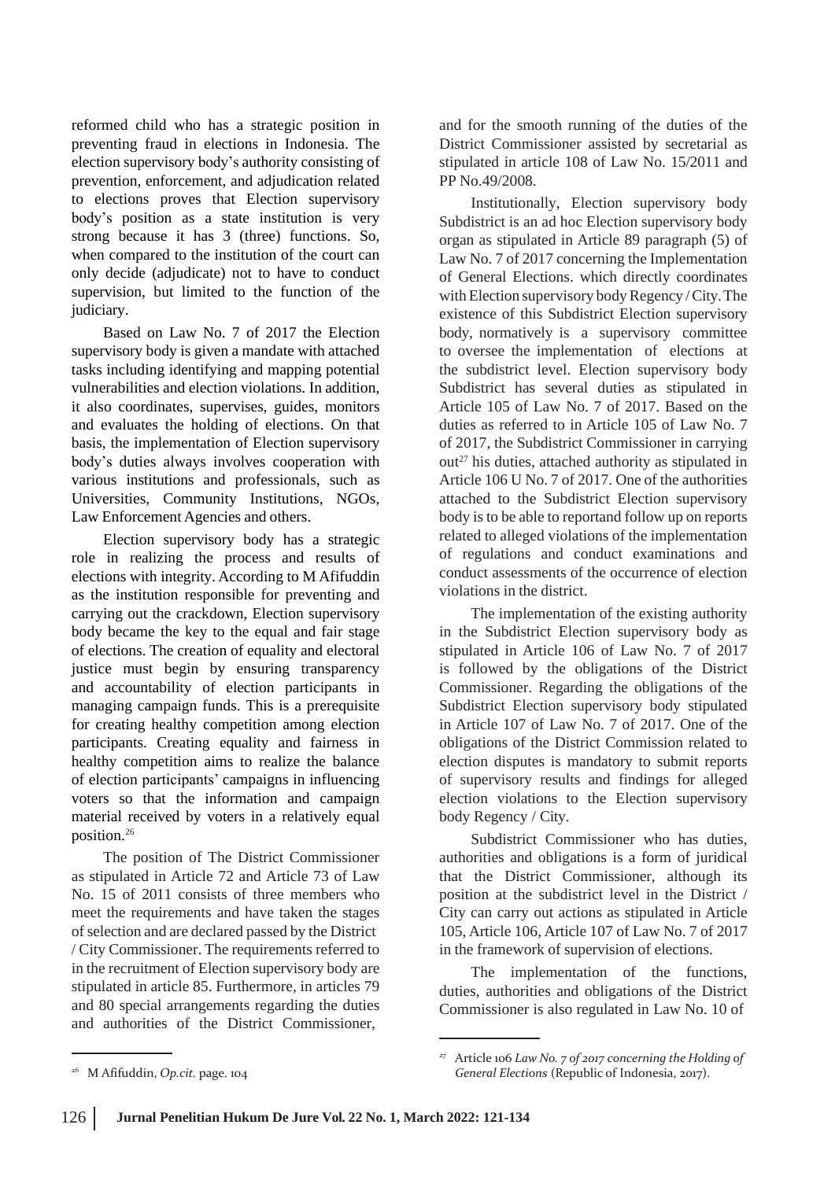reformed child who has a strategic position in preventing fraud in elections in Indonesia. The election supervisory body's authority consisting of prevention, enforcement, and adjudication related to elections proves that Election supervisory body's position as a state institution is very strong because it has 3 (three) functions. So, when compared to the institution of the court can only decide (adjudicate) not to have to conduct supervision, but limited to the function of the judiciary.

Based on Law No. 7 of 2017 the Election supervisory body is given a mandate with attached tasks including identifying and mapping potential vulnerabilities and election violations. In addition, it also coordinates, supervises, guides, monitors and evaluates the holding of elections. On that basis, the implementation of Election supervisory body's duties always involves cooperation with various institutions and professionals, such as Universities, Community Institutions, NGOs, Law Enforcement Agencies and others.

Election supervisory body has a strategic role in realizing the process and results of elections with integrity. According to M Afifuddin as the institution responsible for preventing and carrying out the crackdown, Election supervisory body became the key to the equal and fair stage of elections. The creation of equality and electoral justice must begin by ensuring transparency and accountability of election participants in managing campaign funds. This is a prerequisite for creating healthy competition among election participants. Creating equality and fairness in healthy competition aims to realize the balance of election participants' campaigns in influencing voters so that the information and campaign material received by voters in a relatively equal position.[26]

The position of The District Commissioner as stipulated in Article 72 and Article 73 of Law No. 15 of 2011 consists of three members who meet the requirements and have taken the stages of selection and are declared passed by the District / City Commissioner. The requirements referred to in the recruitment of Election supervisory body are stipulated in article 85. Furthermore, in articles 79 and 80 special arrangements regarding the duties and authorities of the District Commissioner, and for the smooth running of the duties of the District Commissioner assisted by secretarial as stipulated in article 108 of Law No. 15/2011 and PP No.49/2008.

Institutionally, Election supervisory body Subdistrict is an ad hoc Election supervisory body organ as stipulated in Article 89 paragraph (5) of Law No. 7 of 2017 concerning the Implementation of General Elections. which directly coordinates with Election supervisory body Regency / City. The existence of this Subdistrict Election supervisory body, normatively is a supervisory committee to oversee the implementation of elections at the subdistrict level. Election supervisory body Subdistrict has several duties as stipulated in Article 105 of Law No. 7 of 2017. Based on the duties as referred to in Article 105 of Law No. 7 of 2017, the Subdistrict Commissioner in carrying out[27] his duties, attached authority as stipulated in Article 106 U No. 7 of 2017. One of the authorities attached to the Subdistrict Election supervisory body is to be able to reportand follow up on reports related to alleged violations of the implementation of regulations and conduct examinations and conduct assessments of the occurrence of election violations in the district.

The implementation of the existing authority in the Subdistrict Election supervisory body as stipulated in Article 106 of Law No. 7 of 2017 is followed by the obligations of the District Commissioner. Regarding the obligations of the Subdistrict Election supervisory body stipulated in Article 107 of Law No. 7 of 2017. One of the obligations of the District Commission related to election disputes is mandatory to submit reports of supervisory results and findings for alleged election violations to the Election supervisory body Regency / City.

Subdistrict Commissioner who has duties, authorities and obligations is a form of juridical that the District Commissioner, although its position at the subdistrict level in the District / City can carry out actions as stipulated in Article 105, Article 106, Article 107 of Law No. 7 of 2017 in the framework of supervision of elections.

The implementation of the functions, duties, authorities and obligations of the District Commissioner is also regulated in Law No. 10 of

---

[26] M Afifuddin, *Op.cit.* page. 104

[27] Article 106 *Law No. 7 of 2017 concerning the Holding of General Elections* (Republic of Indonesia, 2017).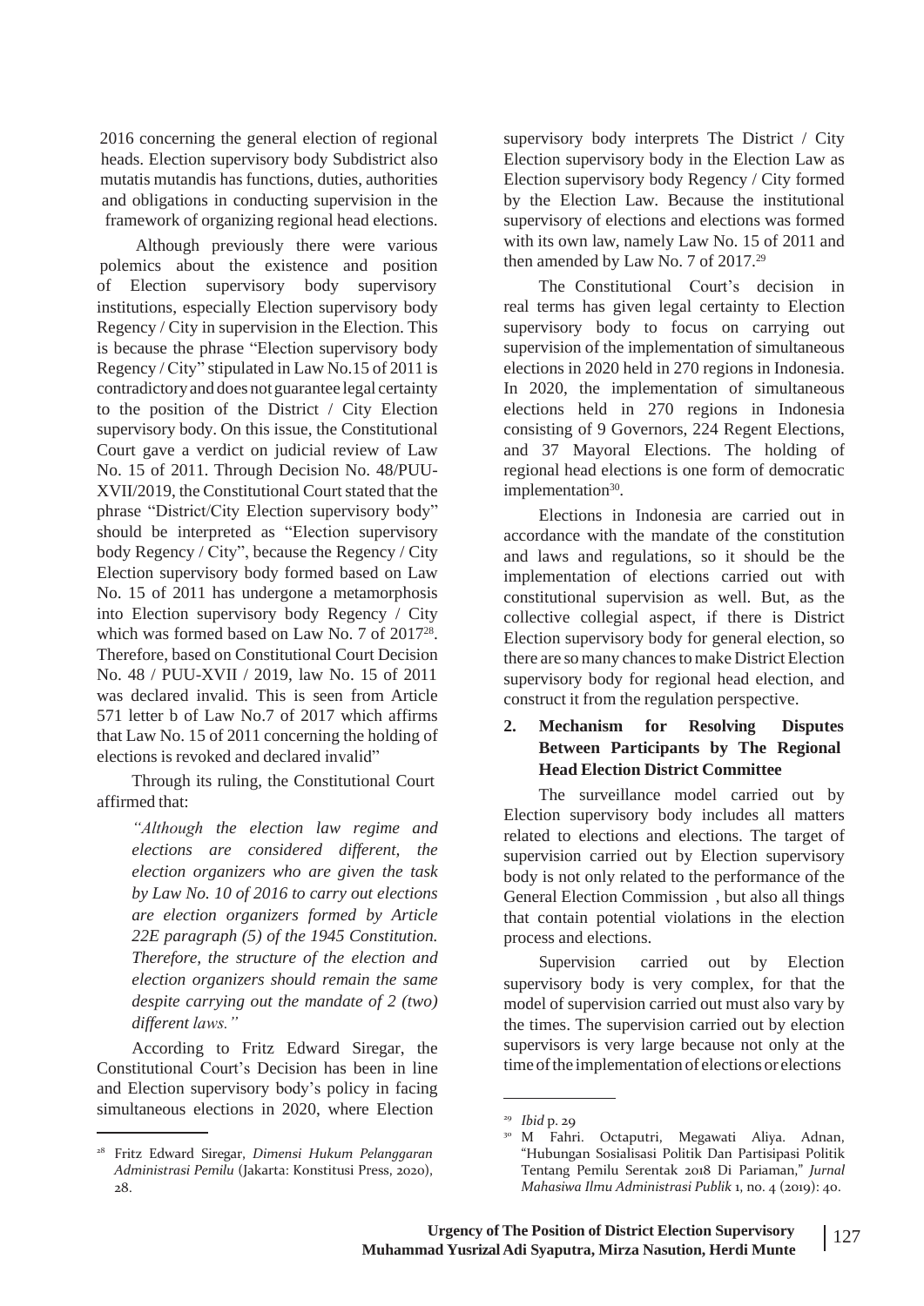2016 concerning the general election of regional heads. Election supervisory body Subdistrict also mutatis mutandis has functions, duties, authorities and obligations in conducting supervision in the framework of organizing regional head elections.

Although previously there were various polemics about the existence and position of Election supervisory body supervisory institutions, especially Election supervisory body Regency / City in supervision in the Election. This is because the phrase "Election supervisory body Regency / City" stipulated in Law No.15 of 2011 is contradictory and does not guarantee legal certainty to the position of the District / City Election supervisory body. On this issue, the Constitutional Court gave a verdict on judicial review of Law No. 15 of 2011. Through Decision No. 48/PUU-XVII/2019, the Constitutional Court stated that the phrase "District/City Election supervisory body" should be interpreted as "Election supervisory body Regency / City", because the Regency / City Election supervisory body formed based on Law No. 15 of 2011 has undergone a metamorphosis into Election supervisory body Regency / City which was formed based on Law No. 7 of 2017[28]. Therefore, based on Constitutional Court Decision No. 48 / PUU-XVII / 2019, law No. 15 of 2011 was declared invalid. This is seen from Article 571 letter b of Law No.7 of 2017 which affirms that Law No. 15 of 2011 concerning the holding of elections is revoked and declared invalid"

Through its ruling, the Constitutional Court affirmed that:

> *"Although the election law regime and elections are considered different, the election organizers who are given the task by Law No. 10 of 2016 to carry out elections are election organizers formed by Article 22E paragraph (5) of the 1945 Constitution. Therefore, the structure of the election and election organizers should remain the same despite carrying out the mandate of 2 (two) different laws."*

According to Fritz Edward Siregar, the Constitutional Court's Decision has been in line and Election supervisory body's policy in facing simultaneous elections in 2020, where Election supervisory body interprets The District / City Election supervisory body in the Election Law as Election supervisory body Regency / City formed by the Election Law. Because the institutional supervisory of elections and elections was formed with its own law, namely Law No. 15 of 2011 and then amended by Law No. 7 of 2017.[29]

The Constitutional Court's decision in real terms has given legal certainty to Election supervisory body to focus on carrying out supervision of the implementation of simultaneous elections in 2020 held in 270 regions in Indonesia. In 2020, the implementation of simultaneous elections held in 270 regions in Indonesia consisting of 9 Governors, 224 Regent Elections, and 37 Mayoral Elections. The holding of regional head elections is one form of democratic implementation[30].

Elections in Indonesia are carried out in accordance with the mandate of the constitution and laws and regulations, so it should be the implementation of elections carried out with constitutional supervision as well. But, as the collective collegial aspect, if there is District Election supervisory body for general election, so there are so many chances to make District Election supervisory body for regional head election, and construct it from the regulation perspective.

## 2. Mechanism for Resolving Disputes Between Participants by The Regional Head Election District Committee

The surveillance model carried out by Election supervisory body includes all matters related to elections and elections. The target of supervision carried out by Election supervisory body is not only related to the performance of the General Election Commission , but also all things that contain potential violations in the election process and elections.

Supervision carried out by Election supervisory body is very complex, for that the model of supervision carried out must also vary by the times. The supervision carried out by election supervisors is very large because not only at the time of the implementation of elections or elections

---

[28] Fritz Edward Siregar, *Dimensi Hukum Pelanggaran Administrasi Pemilu* (Jakarta: Konstitusi Press, 2020), 28.

[29] *Ibid* p. 29

[30] M Fahri. Octaputri, Megawati Aliya. Adnan, "Hubungan Sosialisasi Politik Dan Partisipasi Politik Tentang Pemilu Serentak 2018 Di Pariaman," *Jurnal Mahasiswa Ilmu Administrasi Publik* 1, no. 4 (2019): 40.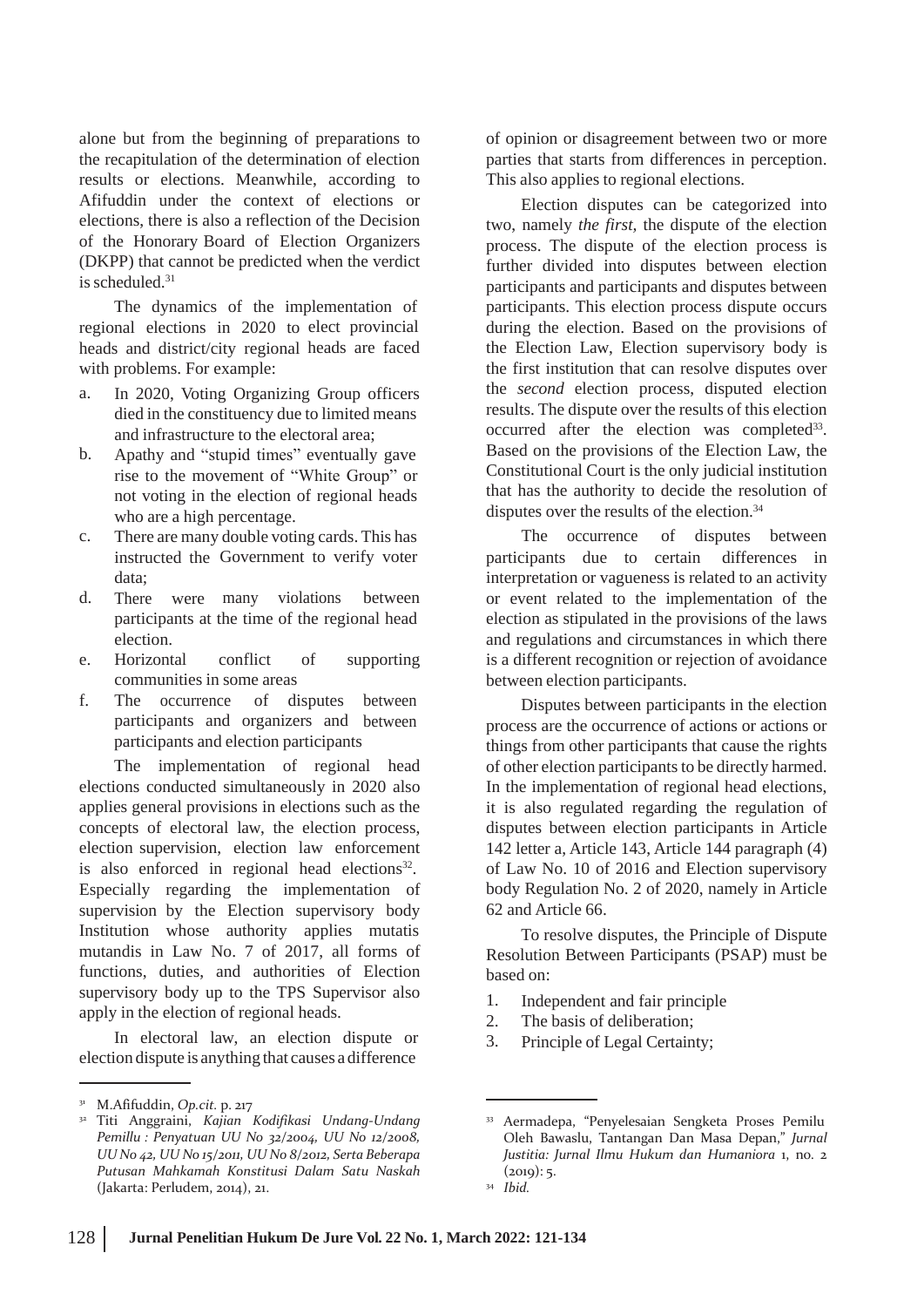alone but from the beginning of preparations to the recapitulation of the determination of election results or elections. Meanwhile, according to Afifuddin under the context of elections or elections, there is also a reflection of the Decision of the Honorary Board of Election Organizers (DKPP) that cannot be predicted when the verdict is scheduled.[31]

The dynamics of the implementation of regional elections in 2020 to elect provincial heads and district/city regional heads are faced with problems. For example:

a. In 2020, Voting Organizing Group officers died in the constituency due to limited means and infrastructure to the electoral area;
b. Apathy and "stupid times" eventually gave rise to the movement of "White Group" or not voting in the election of regional heads who are a high percentage.
c. There are many double voting cards. This has instructed the Government to verify voter data;
d. There were many violations between participants at the time of the regional head election.
e. Horizontal conflict of supporting communities in some areas
f. The occurrence of disputes between participants and organizers and between participants and election participants

The implementation of regional head elections conducted simultaneously in 2020 also applies general provisions in elections such as the concepts of electoral law, the election process, election supervision, election law enforcement is also enforced in regional head elections[32]. Especially regarding the implementation of supervision by the Election supervisory body Institution whose authority applies mutatis mutandis in Law No. 7 of 2017, all forms of functions, duties, and authorities of Election supervisory body up to the TPS Supervisor also apply in the election of regional heads.

In electoral law, an election dispute or election dispute is anything that causes a difference of opinion or disagreement between two or more parties that starts from differences in perception. This also applies to regional elections.

Election disputes can be categorized into two, namely *the first*, the dispute of the election process. The dispute of the election process is further divided into disputes between election participants and participants and disputes between participants. This election process dispute occurs during the election. Based on the provisions of the Election Law, Election supervisory body is the first institution that can resolve disputes over the *second* election process, disputed election results. The dispute over the results of this election occurred after the election was completed[33]. Based on the provisions of the Election Law, the Constitutional Court is the only judicial institution that has the authority to decide the resolution of disputes over the results of the election.[34]

The occurrence of disputes between participants due to certain differences in interpretation or vagueness is related to an activity or event related to the implementation of the election as stipulated in the provisions of the laws and regulations and circumstances in which there is a different recognition or rejection of avoidance between election participants.

Disputes between participants in the election process are the occurrence of actions or actions or things from other participants that cause the rights of other election participants to be directly harmed. In the implementation of regional head elections, it is also regulated regarding the regulation of disputes between election participants in Article 142 letter a, Article 143, Article 144 paragraph (4) of Law No. 10 of 2016 and Election supervisory body Regulation No. 2 of 2020, namely in Article 62 and Article 66.

To resolve disputes, the Principle of Dispute Resolution Between Participants (PSAP) must be based on:

1. Independent and fair principle
2. The basis of deliberation;
3. Principle of Legal Certainty;

---

[31] M.Afifuddin, *Op.cit.* p. 217

[32] Titi Anggraini, *Kajian Kodifikasi Undang-Undang Pemillu : Penyatuan UU No 32/2004, UU No 12/2008, UU No 42, UU No 15/2011, UU No 8/2012, Serta Beberapa Putusan Mahkamah Konstitusi Dalam Satu Naskah* (Jakarta: Perludem, 2014), 21.

[33] Aermadepa, "Penyelesaian Sengketa Proses Pemilu Oleh Bawaslu, Tantangan Dan Masa Depan," *Jurnal Justitia: Jurnal Ilmu Hukum dan Humaniora* 1, no. 2 (2019): 5.

[34] *Ibid.*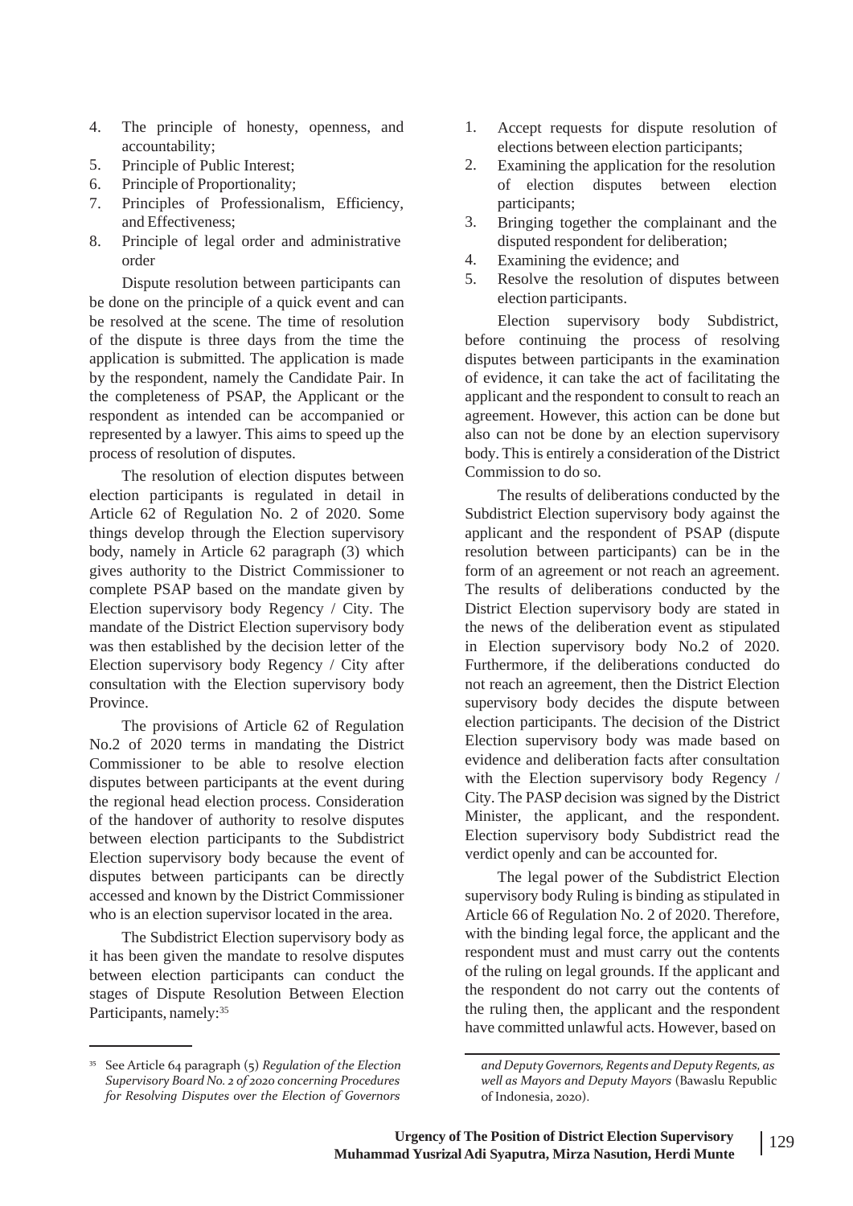4. The principle of honesty, openness, and accountability;
5. Principle of Public Interest;
6. Principle of Proportionality;
7. Principles of Professionalism, Efficiency, and Effectiveness;
8. Principle of legal order and administrative order

Dispute resolution between participants can be done on the principle of a quick event and can be resolved at the scene. The time of resolution of the dispute is three days from the time the application is submitted. The application is made by the respondent, namely the Candidate Pair. In the completeness of PSAP, the Applicant or the respondent as intended can be accompanied or represented by a lawyer. This aims to speed up the process of resolution of disputes.

The resolution of election disputes between election participants is regulated in detail in Article 62 of Regulation No. 2 of 2020. Some things develop through the Election supervisory body, namely in Article 62 paragraph (3) which gives authority to the District Commissioner to complete PSAP based on the mandate given by Election supervisory body Regency / City. The mandate of the District Election supervisory body was then established by the decision letter of the Election supervisory body Regency / City after consultation with the Election supervisory body Province.

The provisions of Article 62 of Regulation No.2 of 2020 terms in mandating the District Commissioner to be able to resolve election disputes between participants at the event during the regional head election process. Consideration of the handover of authority to resolve disputes between election participants to the Subdistrict Election supervisory body because the event of disputes between participants can be directly accessed and known by the District Commissioner who is an election supervisor located in the area.

The Subdistrict Election supervisory body as it has been given the mandate to resolve disputes between election participants can conduct the stages of Dispute Resolution Between Election Participants, namely:[35]

1. Accept requests for dispute resolution of elections between election participants;
2. Examining the application for the resolution of election disputes between election participants;
3. Bringing together the complainant and the disputed respondent for deliberation;
4. Examining the evidence; and
5. Resolve the resolution of disputes between election participants.

Election supervisory body Subdistrict, before continuing the process of resolving disputes between participants in the examination of evidence, it can take the act of facilitating the applicant and the respondent to consult to reach an agreement. However, this action can be done but also can not be done by an election supervisory body. This is entirely a consideration of the District Commission to do so.

The results of deliberations conducted by the Subdistrict Election supervisory body against the applicant and the respondent of PSAP (dispute resolution between participants) can be in the form of an agreement or not reach an agreement. The results of deliberations conducted by the District Election supervisory body are stated in the news of the deliberation event as stipulated in Election supervisory body No.2 of 2020. Furthermore, if the deliberations conducted do not reach an agreement, then the District Election supervisory body decides the dispute between election participants. The decision of the District Election supervisory body was made based on evidence and deliberation facts after consultation with the Election supervisory body Regency / City. The PASP decision was signed by the District Minister, the applicant, and the respondent. Election supervisory body Subdistrict read the verdict openly and can be accounted for.

The legal power of the Subdistrict Election supervisory body Ruling is binding as stipulated in Article 66 of Regulation No. 2 of 2020. Therefore, with the binding legal force, the applicant and the respondent must and must carry out the contents of the ruling on legal grounds. If the applicant and the respondent do not carry out the contents of the ruling then, the applicant and the respondent have committed unlawful acts. However, based on

[35] See Article 64 paragraph (5) *Regulation of the Election Supervisory Board No. 2 of 2020 concerning Procedures for Resolving Disputes over the Election of Governors and Deputy Governors, Regents and Deputy Regents, as well as Mayors and Deputy Mayors* (Bawaslu Republic of Indonesia, 2020).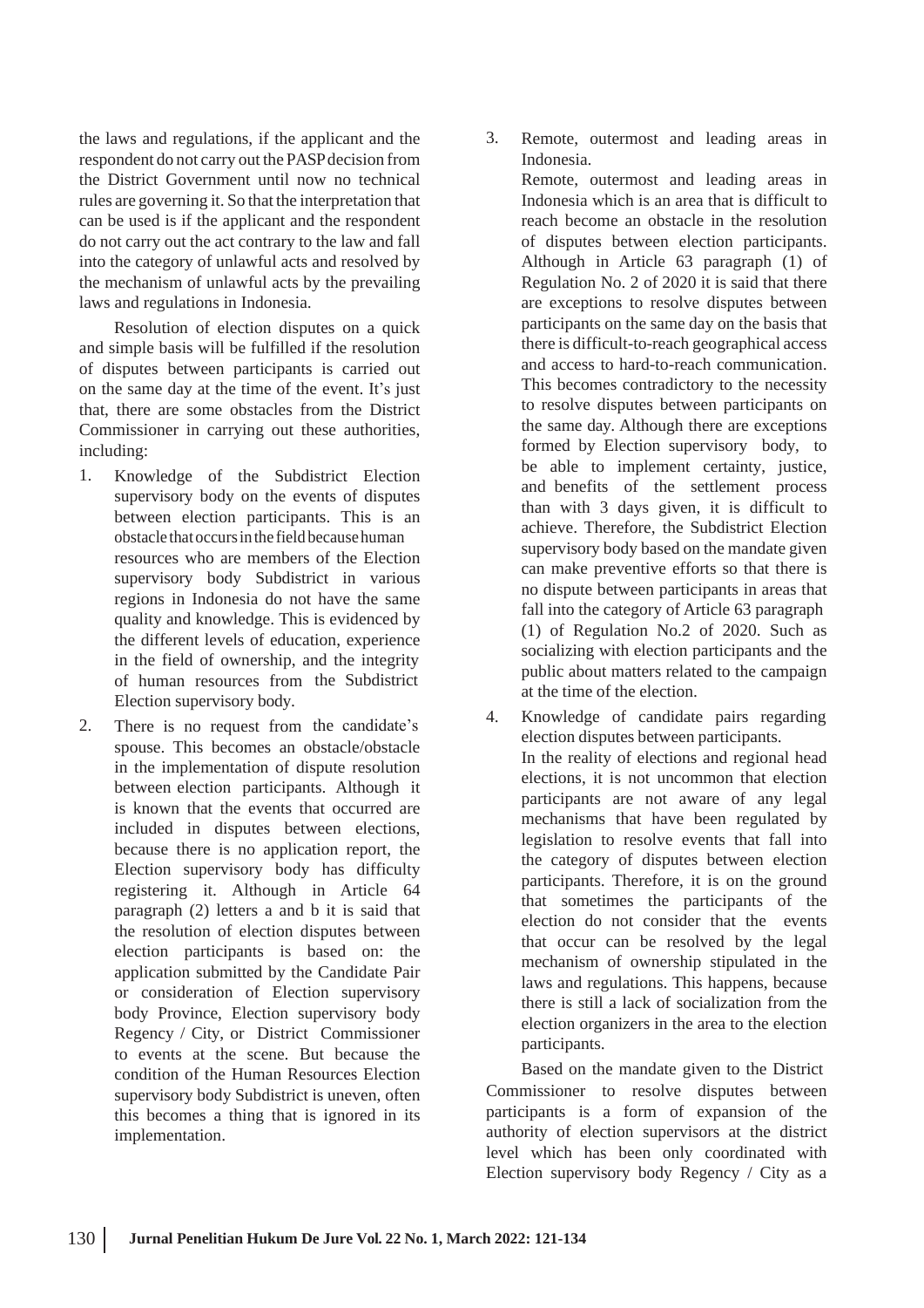the laws and regulations, if the applicant and the respondent do not carry out the PASP decision from the District Government until now no technical rules are governing it. So that the interpretation that can be used is if the applicant and the respondent do not carry out the act contrary to the law and fall into the category of unlawful acts and resolved by the mechanism of unlawful acts by the prevailing laws and regulations in Indonesia.

Resolution of election disputes on a quick and simple basis will be fulfilled if the resolution of disputes between participants is carried out on the same day at the time of the event. It's just that, there are some obstacles from the District Commissioner in carrying out these authorities, including:

1. Knowledge of the Subdistrict Election supervisory body on the events of disputes between election participants. This is an obstacle that occurs in the field because human resources who are members of the Election supervisory body Subdistrict in various regions in Indonesia do not have the same quality and knowledge. This is evidenced by the different levels of education, experience in the field of ownership, and the integrity of human resources from the Subdistrict Election supervisory body.
2. There is no request from the candidate's spouse. This becomes an obstacle/obstacle in the implementation of dispute resolution between election participants. Although it is known that the events that occurred are included in disputes between elections, because there is no application report, the Election supervisory body has difficulty registering it. Although in Article 64 paragraph (2) letters a and b it is said that the resolution of election disputes between election participants is based on: the application submitted by the Candidate Pair or consideration of Election supervisory body Province, Election supervisory body Regency / City, or District Commissioner to events at the scene. But because the condition of the Human Resources Election supervisory body Subdistrict is uneven, often this becomes a thing that is ignored in its implementation.
3. Remote, outermost and leading areas in Indonesia.
   Remote, outermost and leading areas in Indonesia which is an area that is difficult to reach become an obstacle in the resolution of disputes between election participants. Although in Article 63 paragraph (1) of Regulation No. 2 of 2020 it is said that there are exceptions to resolve disputes between participants on the same day on the basis that there is difficult-to-reach geographical access and access to hard-to-reach communication. This becomes contradictory to the necessity to resolve disputes between participants on the same day. Although there are exceptions formed by Election supervisory body, to be able to implement certainty, justice, and benefits of the settlement process than with 3 days given, it is difficult to achieve. Therefore, the Subdistrict Election supervisory body based on the mandate given can make preventive efforts so that there is no dispute between participants in areas that fall into the category of Article 63 paragraph (1) of Regulation No.2 of 2020. Such as socializing with election participants and the public about matters related to the campaign at the time of the election.
4. Knowledge of candidate pairs regarding election disputes between participants.
   In the reality of elections and regional head elections, it is not uncommon that election participants are not aware of any legal mechanisms that have been regulated by legislation to resolve events that fall into the category of disputes between election participants. Therefore, it is on the ground that sometimes the participants of the election do not consider that the events that occur can be resolved by the legal mechanism of ownership stipulated in the laws and regulations. This happens, because there is still a lack of socialization from the election organizers in the area to the election participants.

Based on the mandate given to the District Commissioner to resolve disputes between participants is a form of expansion of the authority of election supervisors at the district level which has been only coordinated with Election supervisory body Regency / City as a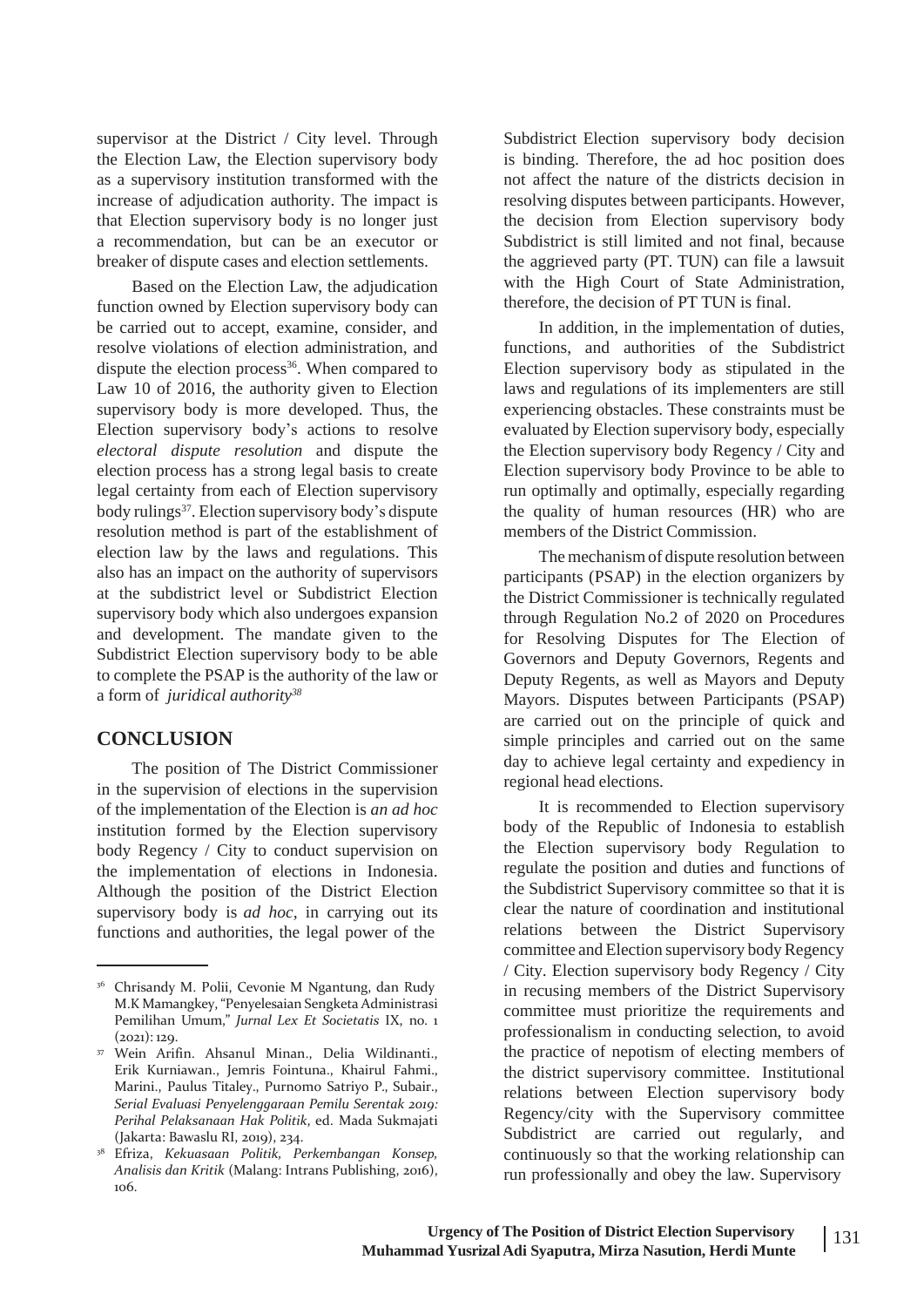supervisor at the District / City level. Through the Election Law, the Election supervisory body as a supervisory institution transformed with the increase of adjudication authority. The impact is that Election supervisory body is no longer just a recommendation, but can be an executor or breaker of dispute cases and election settlements.

Based on the Election Law, the adjudication function owned by Election supervisory body can be carried out to accept, examine, consider, and resolve violations of election administration, and dispute the election process[36]. When compared to Law 10 of 2016, the authority given to Election supervisory body is more developed. Thus, the Election supervisory body's actions to resolve *electoral dispute resolution* and dispute the election process has a strong legal basis to create legal certainty from each of Election supervisory body rulings[37]. Election supervisory body's dispute resolution method is part of the establishment of election law by the laws and regulations. This also has an impact on the authority of supervisors at the subdistrict level or Subdistrict Election supervisory body which also undergoes expansion and development. The mandate given to the Subdistrict Election supervisory body to be able to complete the PSAP is the authority of the law or a form of *juridical authority*[38]

## CONCLUSION

The position of The District Commissioner in the supervision of elections in the supervision of the implementation of the Election is *an ad hoc* institution formed by the Election supervisory body Regency / City to conduct supervision on the implementation of elections in Indonesia. Although the position of the District Election supervisory body is *ad hoc*, in carrying out its functions and authorities, the legal power of the Subdistrict Election supervisory body decision is binding. Therefore, the ad hoc position does not affect the nature of the districts decision in resolving disputes between participants. However, the decision from Election supervisory body Subdistrict is still limited and not final, because the aggrieved party (PT. TUN) can file a lawsuit with the High Court of State Administration, therefore, the decision of PT TUN is final.

In addition, in the implementation of duties, functions, and authorities of the Subdistrict Election supervisory body as stipulated in the laws and regulations of its implementers are still experiencing obstacles. These constraints must be evaluated by Election supervisory body, especially the Election supervisory body Regency / City and Election supervisory body Province to be able to run optimally and optimally, especially regarding the quality of human resources (HR) who are members of the District Commission.

The mechanism of dispute resolution between participants (PSAP) in the election organizers by the District Commissioner is technically regulated through Regulation No.2 of 2020 on Procedures for Resolving Disputes for The Election of Governors and Deputy Governors, Regents and Deputy Regents, as well as Mayors and Deputy Mayors. Disputes between Participants (PSAP) are carried out on the principle of quick and simple principles and carried out on the same day to achieve legal certainty and expediency in regional head elections.

It is recommended to Election supervisory body of the Republic of Indonesia to establish the Election supervisory body Regulation to regulate the position and duties and functions of the Subdistrict Supervisory committee so that it is clear the nature of coordination and institutional relations between the District Supervisory committee and Election supervisory body Regency / City. Election supervisory body Regency / City in recusing members of the District Supervisory committee must prioritize the requirements and professionalism in conducting selection, to avoid the practice of nepotism of electing members of the district supervisory committee. Institutional relations between Election supervisory body Regency/city with the Supervisory committee Subdistrict are carried out regularly, and continuously so that the working relationship can run professionally and obey the law. Supervisory

---

[36] Chrisandy M. Polii, Cevonie M Ngantung, dan Rudy M.K Mamangkey, "Penyelesaian Sengketa Administrasi Pemilihan Umum," *Jurnal Lex Et Societatis* IX, no. 1 (2021): 129.

[37] Wein Arifin. Ahsanul Minan., Delia Wildinanti., Erik Kurniawan., Jemris Fointuna., Khairul Fahmi., Marini., Paulus Titaley., Purnomo Satriyo P., Subair., *Serial Evaluasi Penyelenggaraan Pemilu Serentak 2019: Perihal Pelaksanaan Hak Politik*, ed. Mada Sukmajati (Jakarta: Bawaslu RI, 2019), 234.

[38] Efriza, *Kekuasaan Politik, Perkembangan Konsep, Analisis dan Kritik* (Malang: Intrans Publishing, 2016), 106.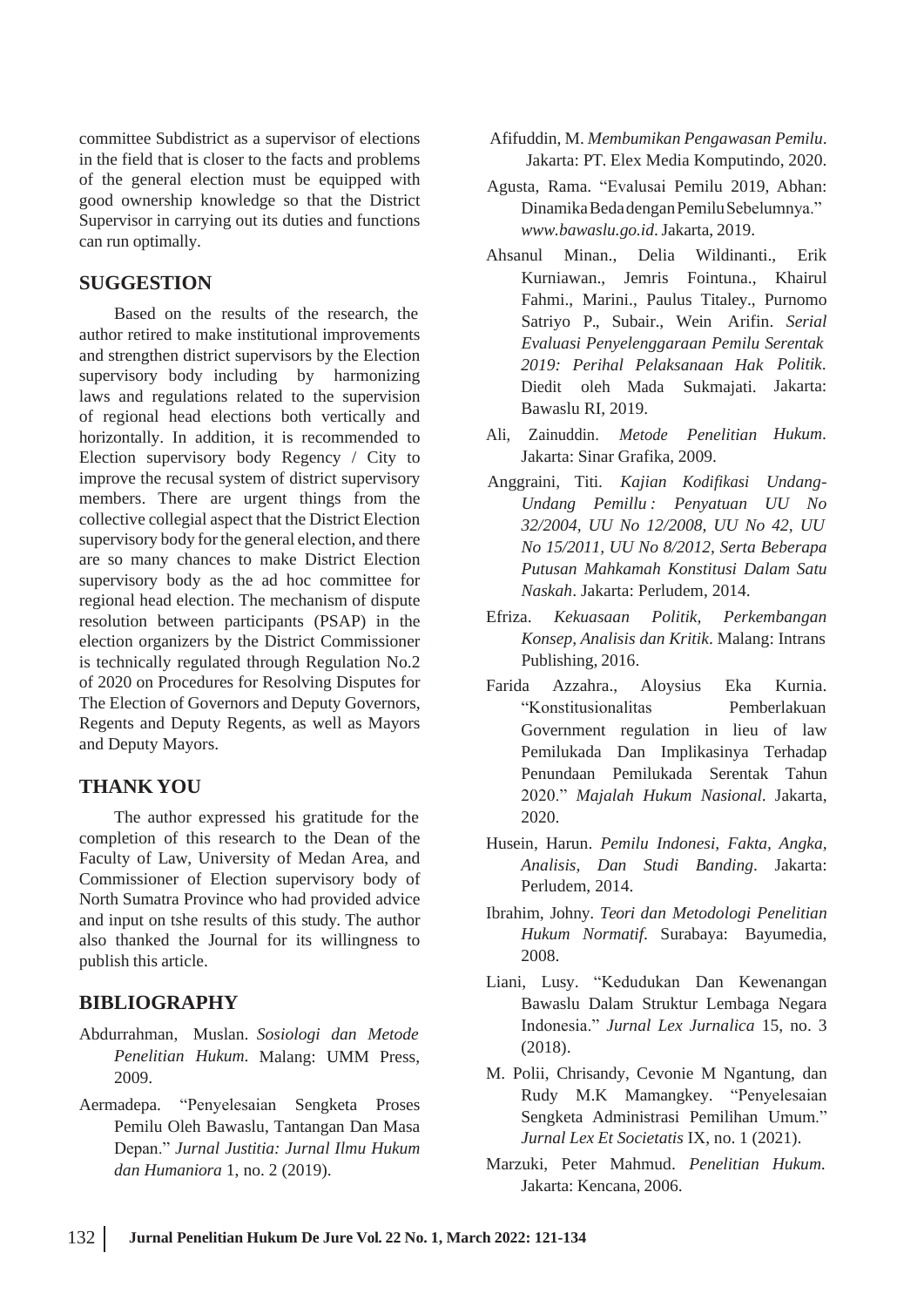committee Subdistrict as a supervisor of elections in the field that is closer to the facts and problems of the general election must be equipped with good ownership knowledge so that the District Supervisor in carrying out its duties and functions can run optimally.

## SUGGESTION

Based on the results of the research, the author retired to make institutional improvements and strengthen district supervisors by the Election supervisory body including by harmonizing laws and regulations related to the supervision of regional head elections both vertically and horizontally. In addition, it is recommended to Election supervisory body Regency / City to improve the recusal system of district supervisory members. There are urgent things from the collective collegial aspect that the District Election supervisory body for the general election, and there are so many chances to make District Election supervisory body as the ad hoc committee for regional head election. The mechanism of dispute resolution between participants (PSAP) in the election organizers by the District Commissioner is technically regulated through Regulation No.2 of 2020 on Procedures for Resolving Disputes for The Election of Governors and Deputy Governors, Regents and Deputy Regents, as well as Mayors and Deputy Mayors.

## THANK YOU

The author expressed his gratitude for the completion of this research to the Dean of the Faculty of Law, University of Medan Area, and Commissioner of Election supervisory body of North Sumatra Province who had provided advice and input on tshe results of this study. The author also thanked the Journal for its willingness to publish this article.

## BIBLIOGRAPHY

Abdurrahman, Muslan. *Sosiologi dan Metode Penelitian Hukum*. Malang: UMM Press, 2009.

Aermadepa. "Penyelesaian Sengketa Proses Pemilu Oleh Bawaslu, Tantangan Dan Masa Depan." *Jurnal Justitia: Jurnal Ilmu Hukum dan Humaniora* 1, no. 2 (2019).

Afifuddin, M. *Membumikan Pengawasan Pemilu*. Jakarta: PT. Elex Media Komputindo, 2020.

Agusta, Rama. "Evalusai Pemilu 2019, Abhan: Dinamika Beda dengan Pemilu Sebelumnya." *www.bawaslu.go.id*. Jakarta, 2019.

Ahsanul Minan., Delia Wildinanti., Erik Kurniawan., Jemris Fointuna., Khairul Fahmi., Marini., Paulus Titaley., Purnomo Satriyo P., Subair., Wein Arifin. *Serial Evaluasi Penyelenggaraan Pemilu Serentak 2019: Perihal Pelaksanaan Hak Politik*. Diedit oleh Mada Sukmajati. Jakarta: Bawaslu RI, 2019.

Ali, Zainuddin. *Metode Penelitian Hukum*. Jakarta: Sinar Grafika, 2009.

Anggraini, Titi. *Kajian Kodifikasi Undang-Undang Pemillu : Penyatuan UU No 32/2004, UU No 12/2008, UU No 42, UU No 15/2011, UU No 8/2012, Serta Beberapa Putusan Mahkamah Konstitusi Dalam Satu Naskah*. Jakarta: Perludem, 2014.

Efriza. *Kekuasaan Politik, Perkembangan Konsep, Analisis dan Kritik*. Malang: Intrans Publishing, 2016.

Farida Azzahra., Aloysius Eka Kurnia. "Konstitusionalitas Pemberlakuan Government regulation in lieu of law Pemilukada Dan Implikasinya Terhadap Penundaan Pemilukada Serentak Tahun 2020." *Majalah Hukum Nasional*. Jakarta, 2020.

Husein, Harun. *Pemilu Indonesi, Fakta, Angka, Analisis, Dan Studi Banding*. Jakarta: Perludem, 2014.

Ibrahim, Johny. *Teori dan Metodologi Penelitian Hukum Normatif*. Surabaya: Bayumedia, 2008.

Liani, Lusy. "Kedudukan Dan Kewenangan Bawaslu Dalam Struktur Lembaga Negara Indonesia." *Jurnal Lex Jurnalica* 15, no. 3 (2018).

M. Polii, Chrisandy, Cevonie M Ngantung, dan Rudy M.K Mamangkey. "Penyelesaian Sengketa Administrasi Pemilihan Umum." *Jurnal Lex Et Societatis* IX, no. 1 (2021).

Marzuki, Peter Mahmud. *Penelitian Hukum*. Jakarta: Kencana, 2006.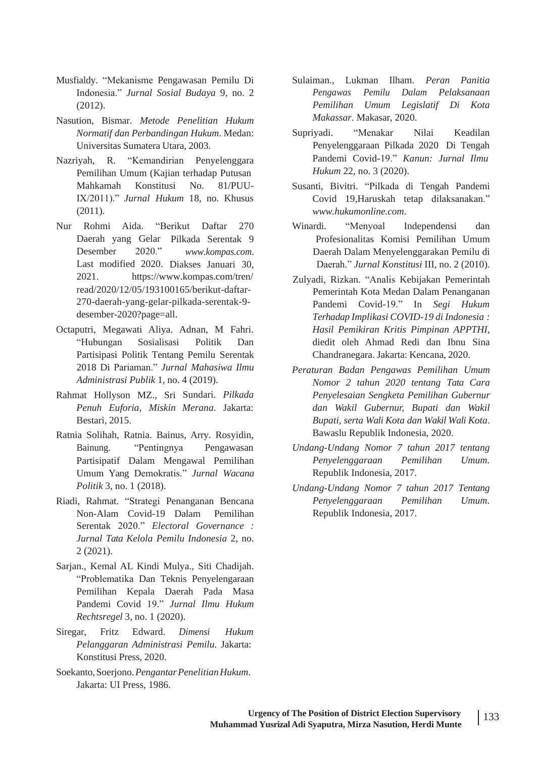Musfialdy. "Mekanisme Pengawasan Pemilu Di Indonesia." *Jurnal Sosial Budaya* 9, no. 2 (2012).

Nasution, Bismar. *Metode Penelitian Hukum Normatif dan Perbandingan Hukum*. Medan: Universitas Sumatera Utara, 2003.

Nazriyah, R. "Kemandirian Penyelenggara Pemilihan Umum (Kajian terhadap Putusan Mahkamah Konstitusi No. 81/PUU-IX/2011)." *Jurnal Hukum* 18, no. Khusus (2011).

Nur Rohmi Aida. "Berikut Daftar 270 Daerah yang Gelar Pilkada Serentak 9 Desember 2020." *www.kompas.com*. Last modified 2020. Diakses Januari 30, 2021. https://www.kompas.com/tren/read/2020/12/05/193100165/berikut-daftar-270-daerah-yang-gelar-pilkada-serentak-9-desember-2020?page=all.

Octaputri, Megawati Aliya. Adnan, M Fahri. "Hubungan Sosialisasi Politik Dan Partisipasi Politik Tentang Pemilu Serentak 2018 Di Pariaman." *Jurnal Mahasiwa Ilmu Administrasi Publik* 1, no. 4 (2019).

Rahmat Hollyson MZ., Sri Sundari. *Pilkada Penuh Euforia, Miskin Merana*. Jakarta: Bestari, 2015.

Ratnia Solihah, Ratnia. Bainus, Arry. Rosyidin, Bainung. "Pentingnya Pengawasan Partisipatif Dalam Mengawal Pemilihan Umum Yang Demokratis." *Jurnal Wacana Politik* 3, no. 1 (2018).

Riadi, Rahmat. "Strategi Penanganan Bencana Non-Alam Covid-19 Dalam Pemilihan Serentak 2020." *Electoral Governance : Jurnal Tata Kelola Pemilu Indonesia* 2, no. 2 (2021).

Sarjan., Kemal AL Kindi Mulya., Siti Chadijah. "Problematika Dan Teknis Penyelengaraan Pemilihan Kepala Daerah Pada Masa Pandemi Covid 19." *Jurnal Ilmu Hukum Rechtsregel* 3, no. 1 (2020).

Siregar, Fritz Edward. *Dimensi Hukum Pelanggaran Administrasi Pemilu*. Jakarta: Konstitusi Press, 2020.

Soekanto, Soerjono. *Pengantar Penelitian Hukum*. Jakarta: UI Press, 1986.

Sulaiman., Lukman Ilham. *Peran Panitia Pengawas Pemilu Dalam Pelaksanaan Pemilihan Umum Legislatif Di Kota Makassar*. Makasar, 2020.

Supriyadi. "Menakar Nilai Keadilan Penyelenggaraan Pilkada 2020 Di Tengah Pandemi Covid-19." *Kanun: Jurnal Ilmu Hukum* 22, no. 3 (2020).

Susanti, Bivitri. "Pilkada di Tengah Pandemi Covid 19,Haruskah tetap dilaksanakan." *www.hukumonline.com*.

Winardi. "Menyoal Independensi dan Profesionalitas Komisi Pemilihan Umum Daerah Dalam Menyelenggarakan Pemilu di Daerah." *Jurnal Konstitusi* III, no. 2 (2010).

Zulyadi, Rizkan. "Analis Kebijakan Pemerintah Pemerintah Kota Medan Dalam Penanganan Pandemi Covid-19." In *Segi Hukum Terhadap Implikasi COVID-19 di Indonesia : Hasil Pemikiran Kritis Pimpinan APPTHI*, diedit oleh Ahmad Redi dan Ibnu Sina Chandranegara. Jakarta: Kencana, 2020.

*Peraturan Badan Pengawas Pemilihan Umum Nomor 2 tahun 2020 tentang Tata Cara Penyelesaian Sengketa Pemilihan Gubernur dan Wakil Gubernur, Bupati dan Wakil Bupati, serta Wali Kota dan Wakil Wali Kota*. Bawaslu Republik Indonesia, 2020.

*Undang-Undang Nomor 7 tahun 2017 tentang Penyelenggaraan Pemilihan Umum*. Republik Indonesia, 2017.

*Undang-Undang Nomor 7 tahun 2017 Tentang Penyelenggaraan Pemilihan Umum*. Republik Indonesia, 2017.